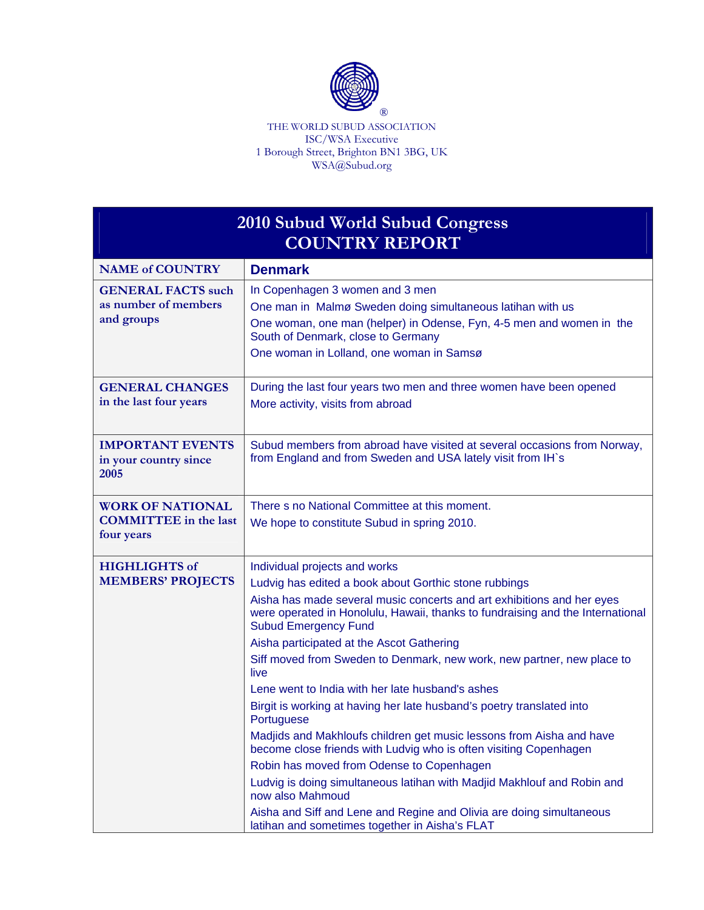THE WORLD SUBUD ASSOCIATION
ISC/WSA Executive
1 Borough Street, Brighton BN1 3BG, UK
WSA@Subud.org

# 2010 Subud World Subud Congress
# COUNTRY REPORT

| **NAME of COUNTRY** | **Denmark** |
|---|---|
| **GENERAL FACTS** such as number of members and groups | In Copenhagen 3 women and 3 men<br>One man in Malmø Sweden doing simultaneous latihan with us<br>One woman, one man (helper) in Odense, Fyn, 4-5 men and women in the South of Denmark, close to Germany<br>One woman in Lolland, one woman in Samsø |
| **GENERAL CHANGES** in the last four years | During the last four years two men and three women have been opened<br>More activity, visits from abroad |
| **IMPORTANT EVENTS** in your country since 2005 | Subud members from abroad have visited at several occasions from Norway, from England and from Sweden and USA lately visit from IH`s |
| **WORK OF NATIONAL COMMITTEE** in the last four years | There s no National Committee at this moment.<br>We hope to constitute Subud in spring 2010. |
| **HIGHLIGHTS of MEMBERS' PROJECTS** | Individual projects and works<br>Ludvig has edited a book about Gorthic stone rubbings<br>Aisha has made several music concerts and art exhibitions and her eyes were operated in Honolulu, Hawaii, thanks to fundraising and the International Subud Emergency Fund<br>Aisha participated at the Ascot Gathering<br>Siff moved from Sweden to Denmark, new work, new partner, new place to live<br>Lene went to India with her late husband's ashes<br>Birgit is working at having her late husband's poetry translated into Portuguese<br>Madjids and Makhloufs children get music lessons from Aisha and have become close friends with Ludvig who is often visiting Copenhagen<br>Robin has moved from Odense to Copenhagen<br>Ludvig is doing simultaneous latihan with Madjid Makhlouf and Robin and now also Mahmoud<br>Aisha and Siff and Lene and Regine and Olivia are doing simultaneous latihan and sometimes together in Aisha's FLAT |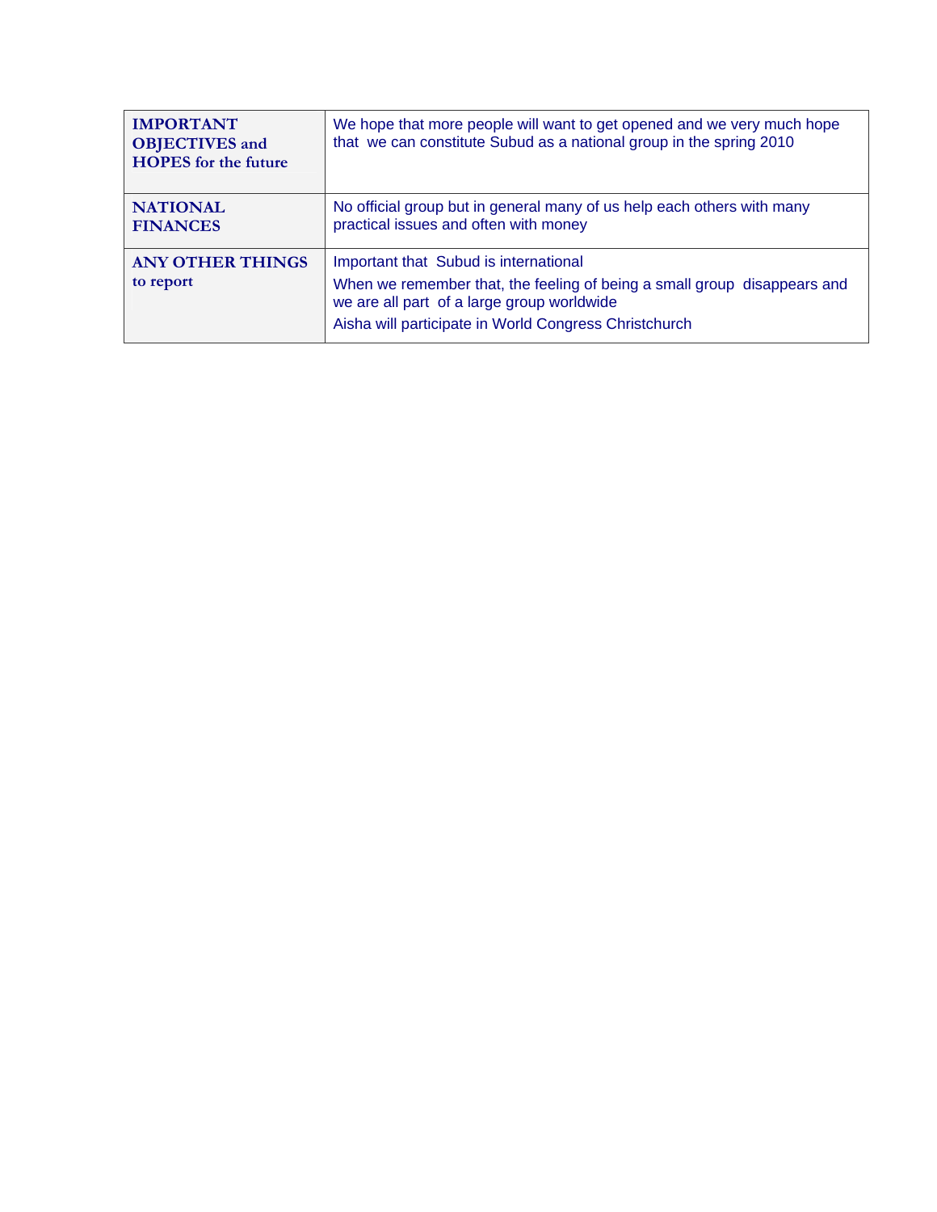| | |
|---|---|
| **IMPORTANT OBJECTIVES and HOPES for the future** | We hope that more people will want to get opened and we very much hope that we can constitute Subud as a national group in the spring 2010 |
| **NATIONAL FINANCES** | No official group but in general many of us help each others with many practical issues and often with money |
| **ANY OTHER THINGS** to report | Important that Subud is international<br>When we remember that, the feeling of being a small group disappears and we are all part of a large group worldwide<br>Aisha will participate in World Congress Christchurch |